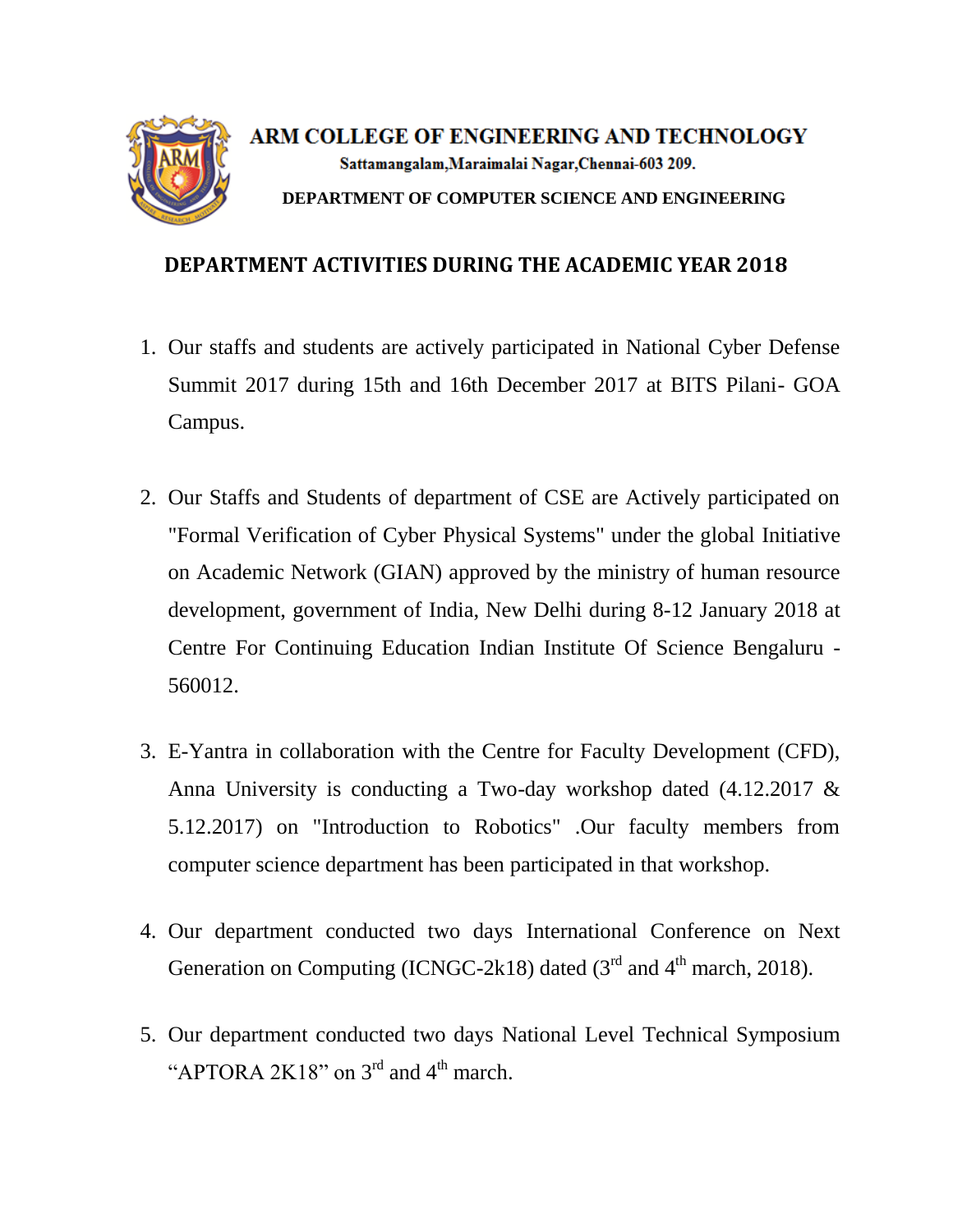# ARM COLLEGE OF ENGINEERING AND TECHNOLOGY

Sattamangalam,Maraimalai Nagar,Chennai-603 209.

**DEPARTMENT OF COMPUTER SCIENCE AND ENGINEERING**

## DEPARTMENT ACTIVITIES DURING THE ACADEMIC YEAR 2018

1. Our staffs and students are actively participated in National Cyber Defense Summit 2017 during 15th and 16th December 2017 at BITS Pilani- GOA Campus.

2. Our Staffs and Students of department of CSE are Actively participated on "Formal Verification of Cyber Physical Systems" under the global Initiative on Academic Network (GIAN) approved by the ministry of human resource development, government of India, New Delhi during 8-12 January 2018 at Centre For Continuing Education Indian Institute Of Science Bengaluru - 560012.

3. E-Yantra in collaboration with the Centre for Faculty Development (CFD), Anna University is conducting a Two-day workshop dated (4.12.2017 & 5.12.2017) on "Introduction to Robotics" .Our faculty members from computer science department has been participated in that workshop.

4. Our department conducted two days International Conference on Next Generation on Computing (ICNGC-2k18) dated (3rd and 4th march, 2018).

5. Our department conducted two days National Level Technical Symposium "APTORA 2K18" on 3rd and 4th march.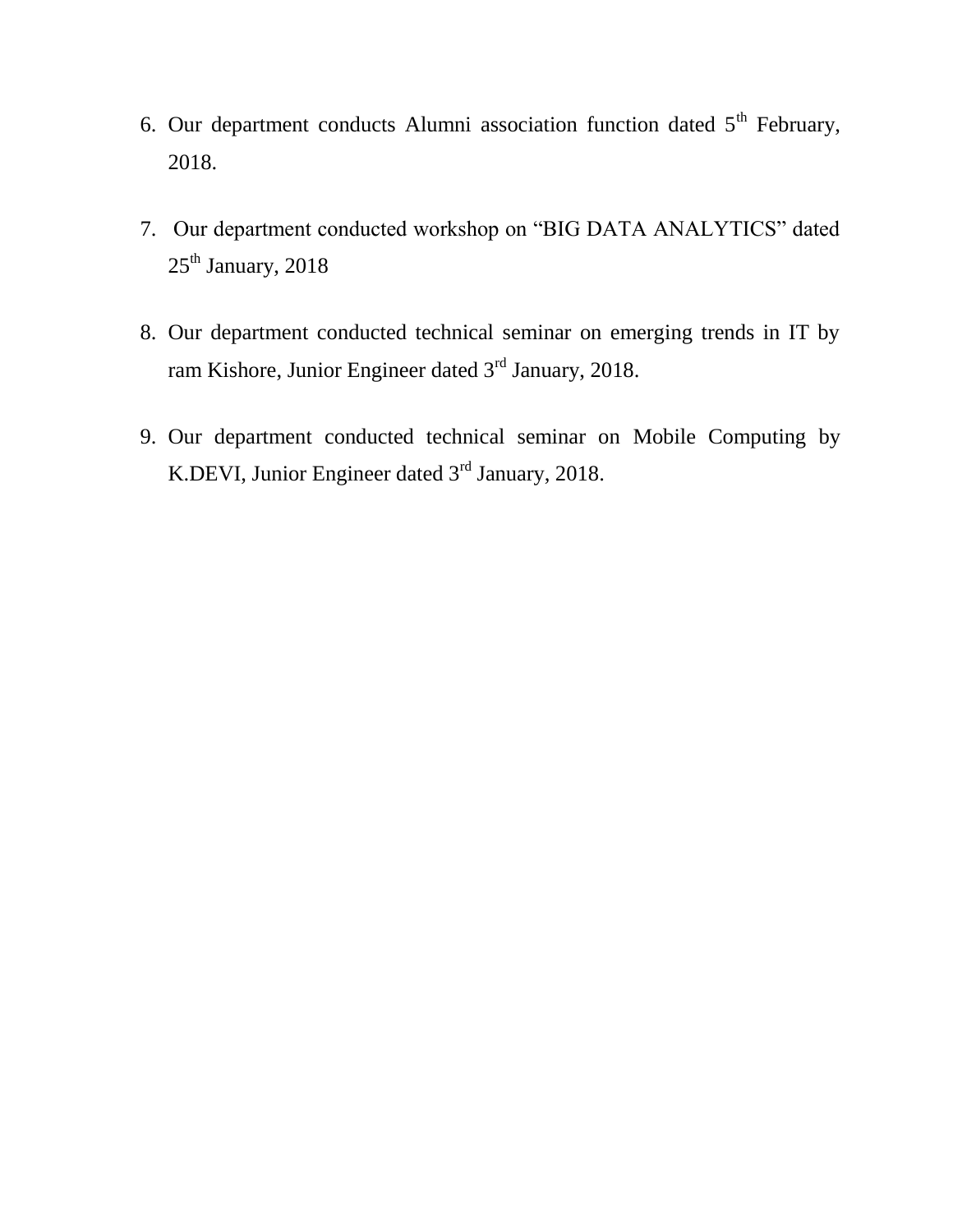6. Our department conducts Alumni association function dated 5th February, 2018.

7. Our department conducted workshop on “BIG DATA ANALYTICS” dated 25th January, 2018

8. Our department conducted technical seminar on emerging trends in IT by ram Kishore, Junior Engineer dated 3rd January, 2018.

9. Our department conducted technical seminar on Mobile Computing by K.DEVI, Junior Engineer dated 3rd January, 2018.